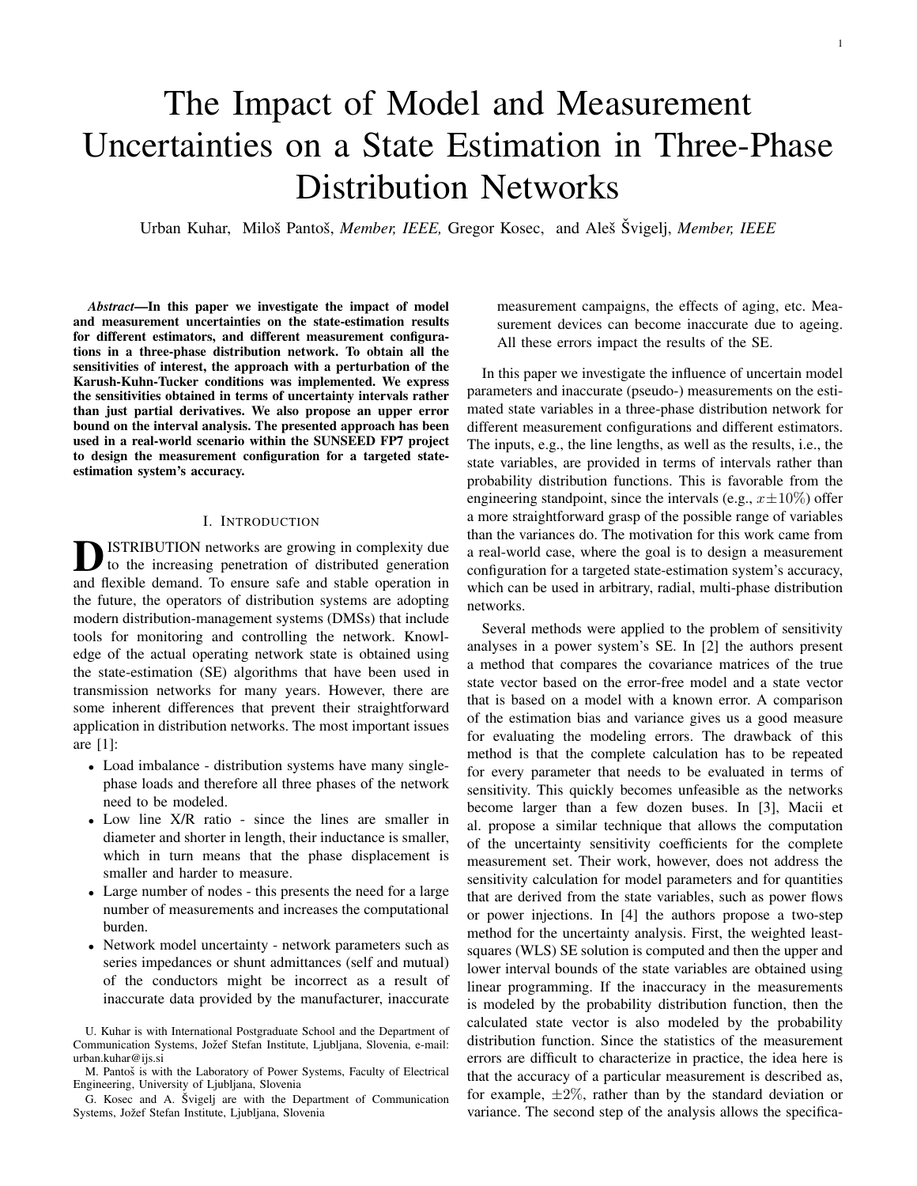# The Impact of Model and Measurement Uncertainties on a State Estimation in Three-Phase Distribution Networks

Urban Kuhar, Miloš Pantoš, *Member, IEEE,* Gregor Kosec, and Aleš Švigelj, *Member, IEEE*

***Abstract*—In this paper we investigate the impact of model and measurement uncertainties on the state-estimation results for different estimators, and different measurement configurations in a three-phase distribution network. To obtain all the sensitivities of interest, the approach with a perturbation of the Karush-Kuhn-Tucker conditions was implemented. We express the sensitivities obtained in terms of uncertainty intervals rather than just partial derivatives. We also propose an upper error bound on the interval analysis. The presented approach has been used in a real-world scenario within the SUNSEED FP7 project to design the measurement configuration for a targeted state-estimation system's accuracy.**

## I. Introduction

Distribution networks are growing in complexity due to the increasing penetration of distributed generation and flexible demand. To ensure safe and stable operation in the future, the operators of distribution systems are adopting modern distribution-management systems (DMSs) that include tools for monitoring and controlling the network. Knowledge of the actual operating network state is obtained using the state-estimation (SE) algorithms that have been used in transmission networks for many years. However, there are some inherent differences that prevent their straightforward application in distribution networks. The most important issues are [1]:

- Load imbalance - distribution systems have many single-phase loads and therefore all three phases of the network need to be modeled.
- Low line X/R ratio - since the lines are smaller in diameter and shorter in length, their inductance is smaller, which in turn means that the phase displacement is smaller and harder to measure.
- Large number of nodes - this presents the need for a large number of measurements and increases the computational burden.
- Network model uncertainty - network parameters such as series impedances or shunt admittances (self and mutual) of the conductors might be incorrect as a result of inaccurate data provided by the manufacturer, inaccurate measurement campaigns, the effects of aging, etc. Measurement devices can become inaccurate due to ageing. All these errors impact the results of the SE.

In this paper we investigate the influence of uncertain model parameters and inaccurate (pseudo-) measurements on the estimated state variables in a three-phase distribution network for different measurement configurations and different estimators. The inputs, e.g., the line lengths, as well as the results, i.e., the state variables, are provided in terms of intervals rather than probability distribution functions. This is favorable from the engineering standpoint, since the intervals (e.g., $x \pm 10\%$) offer a more straightforward grasp of the possible range of variables than the variances do. The motivation for this work came from a real-world case, where the goal is to design a measurement configuration for a targeted state-estimation system's accuracy, which can be used in arbitrary, radial, multi-phase distribution networks.

Several methods were applied to the problem of sensitivity analyses in a power system's SE. In [2] the authors present a method that compares the covariance matrices of the true state vector based on the error-free model and a state vector that is based on a model with a known error. A comparison of the estimation bias and variance gives us a good measure for evaluating the modeling errors. The drawback of this method is that the complete calculation has to be repeated for every parameter that needs to be evaluated in terms of sensitivity. This quickly becomes unfeasible as the networks become larger than a few dozen buses. In [3], Macii et al. propose a similar technique that allows the computation of the uncertainty sensitivity coefficients for the complete measurement set. Their work, however, does not address the sensitivity calculation for model parameters and for quantities that are derived from the state variables, such as power flows or power injections. In [4] the authors propose a two-step method for the uncertainty analysis. First, the weighted least-squares (WLS) SE solution is computed and then the upper and lower interval bounds of the state variables are obtained using linear programming. If the inaccuracy in the measurements is modeled by the probability distribution function, then the calculated state vector is also modeled by the probability distribution function. Since the statistics of the measurement errors are difficult to characterize in practice, the idea here is that the accuracy of a particular measurement is described as, for example, $\pm 2\%$, rather than by the standard deviation or variance. The second step of the analysis allows the specifica-

U. Kuhar is with International Postgraduate School and the Department of Communication Systems, Jožef Stefan Institute, Ljubljana, Slovenia, e-mail: urban.kuhar@ijs.si

M. Pantoš is with the Laboratory of Power Systems, Faculty of Electrical Engineering, University of Ljubljana, Slovenia

G. Kosec and A. Švigelj are with the Department of Communication Systems, Jožef Stefan Institute, Ljubljana, Slovenia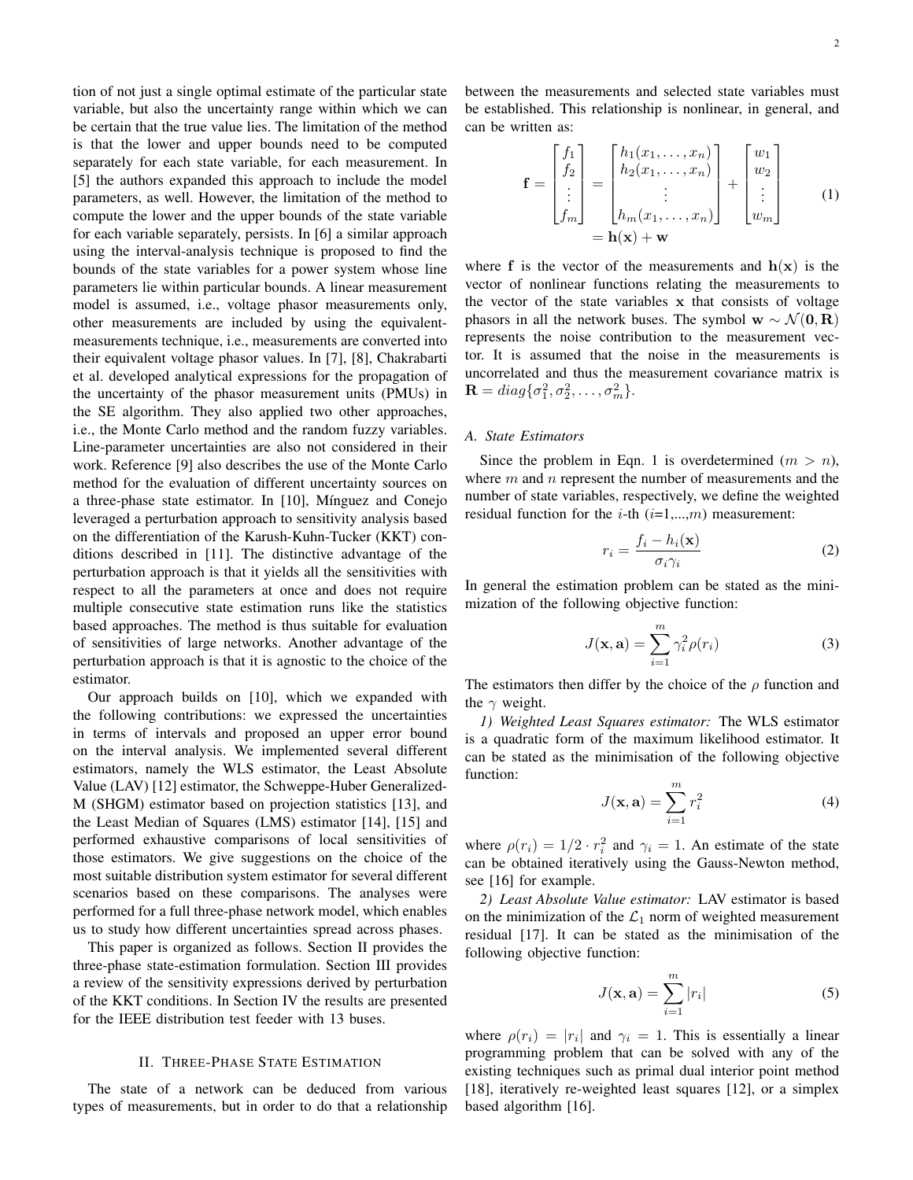tion of not just a single optimal estimate of the particular state variable, but also the uncertainty range within which we can be certain that the true value lies. The limitation of the method is that the lower and upper bounds need to be computed separately for each state variable, for each measurement. In [5] the authors expanded this approach to include the model parameters, as well. However, the limitation of the method to compute the lower and the upper bounds of the state variable for each variable separately, persists. In [6] a similar approach using the interval-analysis technique is proposed to find the bounds of the state variables for a power system whose line parameters lie within particular bounds. A linear measurement model is assumed, i.e., voltage phasor measurements only, other measurements are included by using the equivalent-measurements technique, i.e., measurements are converted into their equivalent voltage phasor values. In [7], [8], Chakrabarti et al. developed analytical expressions for the propagation of the uncertainty of the phasor measurement units (PMUs) in the SE algorithm. They also applied two other approaches, i.e., the Monte Carlo method and the random fuzzy variables. Line-parameter uncertainties are also not considered in their work. Reference [9] also describes the use of the Monte Carlo method for the evaluation of different uncertainty sources on a three-phase state estimator. In [10], Mínguez and Conejo leveraged a perturbation approach to sensitivity analysis based on the differentiation of the Karush-Kuhn-Tucker (KKT) conditions described in [11]. The distinctive advantage of the perturbation approach is that it yields all the sensitivities with respect to all the parameters at once and does not require multiple consecutive state estimation runs like the statistics based approaches. The method is thus suitable for evaluation of sensitivities of large networks. Another advantage of the perturbation approach is that it is agnostic to the choice of the estimator.

Our approach builds on [10], which we expanded with the following contributions: we expressed the uncertainties in terms of intervals and proposed an upper error bound on the interval analysis. We implemented several different estimators, namely the WLS estimator, the Least Absolute Value (LAV) [12] estimator, the Schweppe-Huber Generalized-M (SHGM) estimator based on projection statistics [13], and the Least Median of Squares (LMS) estimator [14], [15] and performed exhaustive comparisons of local sensitivities of those estimators. We give suggestions on the choice of the most suitable distribution system estimator for several different scenarios based on these comparisons. The analyses were performed for a full three-phase network model, which enables us to study how different uncertainties spread across phases.

This paper is organized as follows. Section II provides the three-phase state-estimation formulation. Section III provides a review of the sensitivity expressions derived by perturbation of the KKT conditions. In Section IV the results are presented for the IEEE distribution test feeder with 13 buses.

## II. Three-Phase State Estimation

The state of a network can be deduced from various types of measurements, but in order to do that a relationship between the measurements and selected state variables must be established. This relationship is nonlinear, in general, and can be written as:

$$\mathbf{f} = \begin{bmatrix} f_1 \\ f_2 \\ \vdots \\ f_m \end{bmatrix} = \begin{bmatrix} h_1(x_1, \ldots, x_n) \\ h_2(x_1, \ldots, x_n) \\ \vdots \\ h_m(x_1, \ldots, x_n) \end{bmatrix} + \begin{bmatrix} w_1 \\ w_2 \\ \vdots \\ w_m \end{bmatrix} = \mathbf{h}(\mathbf{x}) + \mathbf{w} \tag{1}$$

where $\mathbf{f}$ is the vector of the measurements and $\mathbf{h}(\mathbf{x})$ is the vector of nonlinear functions relating the measurements to the vector of the state variables $\mathbf{x}$ that consists of voltage phasors in all the network buses. The symbol $\mathbf{w} \sim \mathcal{N}(\mathbf{0}, \mathbf{R})$ represents the noise contribution to the measurement vector. It is assumed that the noise in the measurements is uncorrelated and thus the measurement covariance matrix is $\mathbf{R} = diag\{\sigma_1^2, \sigma_2^2, \ldots, \sigma_m^2\}$.

### A. State Estimators

Since the problem in Eqn. 1 is overdetermined ($m > n$), where $m$ and $n$ represent the number of measurements and the number of state variables, respectively, we define the weighted residual function for the $i$-th ($i$=1,...,$m$) measurement:

$$r_i = \frac{f_i - h_i(\mathbf{x})}{\sigma_i \gamma_i} \tag{2}$$

In general the estimation problem can be stated as the minimization of the following objective function:

$$J(\mathbf{x}, \mathbf{a}) = \sum_{i=1}^{m} \gamma_i^2 \rho(r_i) \tag{3}$$

The estimators then differ by the choice of the $\rho$ function and the $\gamma$ weight.

*1) Weighted Least Squares estimator:* The WLS estimator is a quadratic form of the maximum likelihood estimator. It can be stated as the minimisation of the following objective function:

$$J(\mathbf{x}, \mathbf{a}) = \sum_{i=1}^{m} r_i^2 \tag{4}$$

where $\rho(r_i) = 1/2 \cdot r_i^2$ and $\gamma_i = 1$. An estimate of the state can be obtained iteratively using the Gauss-Newton method, see [16] for example.

*2) Least Absolute Value estimator:* LAV estimator is based on the minimization of the $\mathcal{L}_1$ norm of weighted measurement residual [17]. It can be stated as the minimisation of the following objective function:

$$J(\mathbf{x}, \mathbf{a}) = \sum_{i=1}^{m} |r_i| \tag{5}$$

where $\rho(r_i) = |r_i|$ and $\gamma_i = 1$. This is essentially a linear programming problem that can be solved with any of the existing techniques such as primal dual interior point method [18], iteratively re-weighted least squares [12], or a simplex based algorithm [16].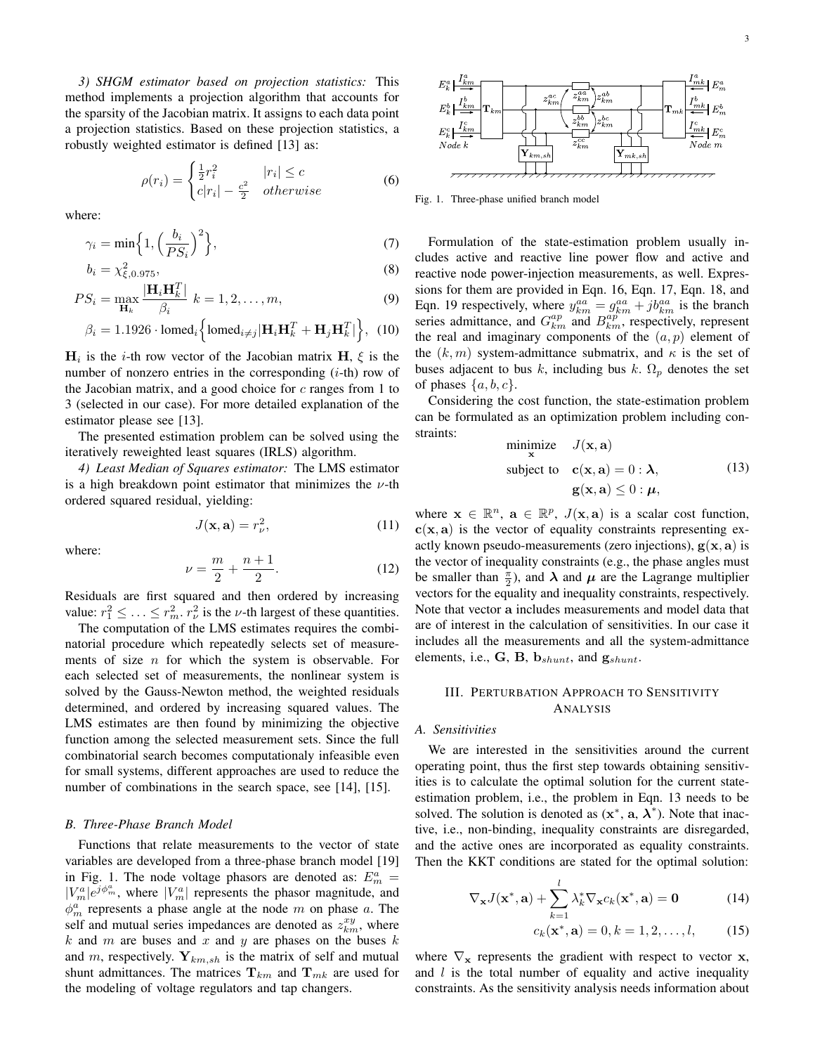*3) SHGM estimator based on projection statistics:* This method implements a projection algorithm that accounts for the sparsity of the Jacobian matrix. It assigns to each data point a projection statistics. Based on these projection statistics, a robustly weighted estimator is defined [13] as:

$$\rho(r_i) = \begin{cases} \frac{1}{2}r_i^2 & |r_i| \leq c \\ c|r_i| - \frac{c^2}{2} & otherwise \end{cases} \tag{6}$$

where:

$$\gamma_i = \min\Big\{1, \Big(\frac{b_i}{PS_i}\Big)^2\Big\}, \tag{7}$$

$$b_i = \chi^2_{\xi,0.975}, \tag{8}$$

$$PS_i = \max_{\mathbf{H}_k} \frac{|\mathbf{H}_i \mathbf{H}_k^T|}{\beta_i} \;\; k = 1, 2, \ldots, m, \tag{9}$$

$$\beta_i = 1.1926 \cdot \text{lomed}_i\Big\{\text{lomed}_{i \neq j}|\mathbf{H}_i \mathbf{H}_k^T + \mathbf{H}_j \mathbf{H}_k^T|\Big\}, \tag{10}$$

$\mathbf{H}_i$ is the $i$-th row vector of the Jacobian matrix $\mathbf{H}$, $\xi$ is the number of nonzero entries in the corresponding ($i$-th) row of the Jacobian matrix, and a good choice for $c$ ranges from 1 to 3 (selected in our case). For more detailed explanation of the estimator please see [13].

The presented estimation problem can be solved using the iteratively reweighted least squares (IRLS) algorithm.

*4) Least Median of Squares estimator:* The LMS estimator is a high breakdown point estimator that minimizes the $\nu$-th ordered squared residual, yielding:

$$J(\mathbf{x}, \mathbf{a}) = r_\nu^2, \tag{11}$$

where:

$$\nu = \frac{m}{2} + \frac{n+1}{2}. \tag{12}$$

Residuals are first squared and then ordered by increasing value: $r_1^2 \leq \ldots \leq r_m^2$. $r_\nu^2$ is the $\nu$-th largest of these quantities.

The computation of the LMS estimates requires the combinatorial procedure which repeatedly selects set of measurements of size $n$ for which the system is observable. For each selected set of measurements, the nonlinear system is solved by the Gauss-Newton method, the weighted residuals determined, and ordered by increasing squared values. The LMS estimates are then found by minimizing the objective function among the selected measurement sets. Since the full combinatorial search becomes computationaly infeasible even for small systems, different approaches are used to reduce the number of combinations in the search space, see [14], [15].

### B. Three-Phase Branch Model

Functions that relate measurements to the vector of state variables are developed from a three-phase branch model [19] in Fig. 1. The node voltage phasors are denoted as: $E_m^a = |V_m^a|e^{j\phi_m^a}$, where $|V_m^a|$ represents the phasor magnitude, and $\phi_m^a$ represents a phase angle at the node $m$ on phase $a$. The self and mutual series impedances are denoted as $z_{km}^{xy}$, where $k$ and $m$ are buses and $x$ and $y$ are phases on the buses $k$ and $m$, respectively. $\mathbf{Y}_{km,sh}$ is the matrix of self and mutual shunt admittances. The matrices $\mathbf{T}_{km}$ and $\mathbf{T}_{mk}$ are used for the modeling of voltage regulators and tap changers.

Fig. 1. Three-phase unified branch model

Formulation of the state-estimation problem usually includes active and reactive line power flow and active and reactive node power-injection measurements, as well. Expressions for them are provided in Eqn. 16, Eqn. 17, Eqn. 18, and Eqn. 19 respectively, where $y_{km}^{aa} = g_{km}^{aa} + jb_{km}^{aa}$ is the branch series admittance, and $G_{km}^{ap}$ and $B_{km}^{ap}$, respectively, represent the real and imaginary components of the $(a,p)$ element of the $(k,m)$ system-admittance submatrix, and $\kappa$ is the set of buses adjacent to bus $k$, including bus $k$. $\Omega_p$ denotes the set of phases $\{a, b, c\}$.

Considering the cost function, the state-estimation problem can be formulated as an optimization problem including constraints:

$$\begin{aligned} \underset{\mathbf{x}}{\text{minimize}} \quad & J(\mathbf{x}, \mathbf{a}) \\ \text{subject to} \quad & \mathbf{c}(\mathbf{x}, \mathbf{a}) = 0 : \boldsymbol{\lambda}, \\ & \mathbf{g}(\mathbf{x}, \mathbf{a}) \leq 0 : \boldsymbol{\mu}, \end{aligned} \tag{13}$$

where $\mathbf{x} \in \mathbb{R}^n$, $\mathbf{a} \in \mathbb{R}^p$, $J(\mathbf{x}, \mathbf{a})$ is a scalar cost function, $\mathbf{c}(\mathbf{x}, \mathbf{a})$ is the vector of equality constraints representing exactly known pseudo-measurements (zero injections), $\mathbf{g}(\mathbf{x}, \mathbf{a})$ is the vector of inequality constraints (e.g., the phase angles must be smaller than $\frac{\pi}{2}$), and $\boldsymbol{\lambda}$ and $\boldsymbol{\mu}$ are the Lagrange multiplier vectors for the equality and inequality constraints, respectively. Note that vector $\mathbf{a}$ includes measurements and model data that are of interest in the calculation of sensitivities. In our case it includes all the measurements and all the system-admittance elements, i.e., $\mathbf{G}$, $\mathbf{B}$, $\mathbf{b}_{shunt}$, and $\mathbf{g}_{shunt}$.

## III. Perturbation Approach to Sensitivity Analysis

### A. Sensitivities

We are interested in the sensitivities around the current operating point, thus the first step towards obtaining sensitivities is to calculate the optimal solution for the current state-estimation problem, i.e., the problem in Eqn. 13 needs to be solved. The solution is denoted as $(\mathbf{x}^*, \mathbf{a}, \boldsymbol{\lambda}^*)$. Note that inactive, i.e., non-binding, inequality constraints are disregarded, and the active ones are incorporated as equality constraints. Then the KKT conditions are stated for the optimal solution:

$$\nabla_{\mathbf{x}} J(\mathbf{x}^*, \mathbf{a}) + \sum_{k=1}^{l} \lambda_k^* \nabla_{\mathbf{x}} c_k(\mathbf{x}^*, \mathbf{a}) = \mathbf{0} \tag{14}$$

$$c_k(\mathbf{x}^*, \mathbf{a}) = 0, k = 1, 2, \ldots, l, \tag{15}$$

where $\nabla_{\mathbf{x}}$ represents the gradient with respect to vector $\mathbf{x}$, and $l$ is the total number of equality and active inequality constraints. As the sensitivity analysis needs information about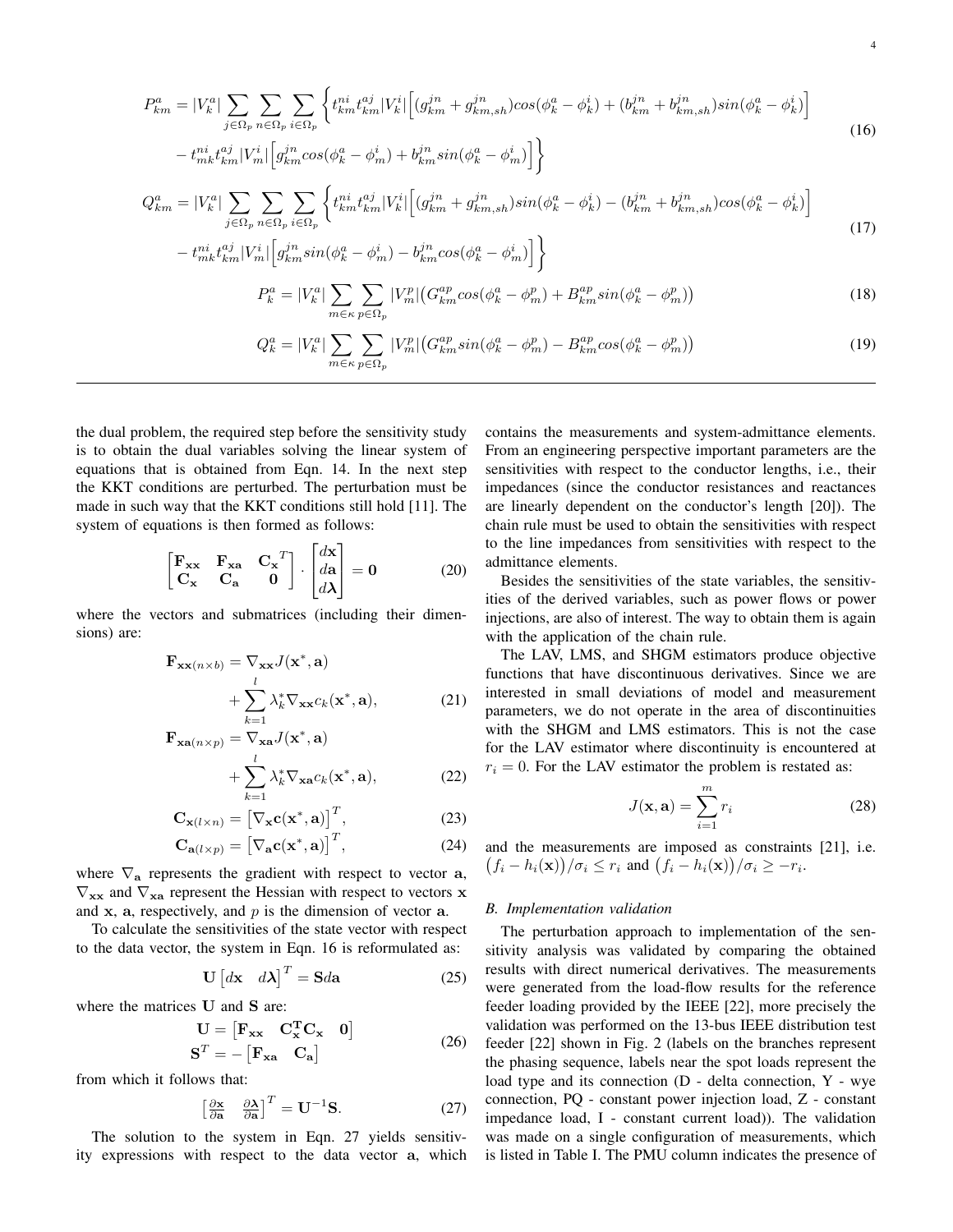$$
\begin{aligned}
P_{km}^{a} = |V_k^a| \sum_{j\in\Omega_p}\sum_{n\in\Omega_p}\sum_{i\in\Omega_p} \Big\{ & t_{km}^{ni} t_{km}^{aj} |V_k^i| \Big[ (g_{km}^{jn} + g_{km,sh}^{jn}) cos(\phi_k^a - \phi_k^i) + (b_{km}^{jn} + b_{km,sh}^{jn}) sin(\phi_k^a - \phi_k^i) \Big] \\
& - t_{mk}^{ni} t_{km}^{aj} |V_m^i| \Big[ g_{km}^{jn} cos(\phi_k^a - \phi_m^i) + b_{km}^{jn} sin(\phi_k^a - \phi_m^i) \Big] \Big\}
\end{aligned}
\tag{16}
$$

$$
\begin{aligned}
Q_{km}^{a} = |V_k^a| \sum_{j\in\Omega_p}\sum_{n\in\Omega_p}\sum_{i\in\Omega_p} \Big\{ & t_{km}^{ni} t_{km}^{aj} |V_k^i| \Big[ (g_{km}^{jn} + g_{km,sh}^{jn}) sin(\phi_k^a - \phi_k^i) - (b_{km}^{jn} + b_{km,sh}^{jn}) cos(\phi_k^a - \phi_k^i) \Big] \\
& - t_{mk}^{ni} t_{km}^{aj} |V_m^i| \Big[ g_{km}^{jn} sin(\phi_k^a - \phi_m^i) - b_{km}^{jn} cos(\phi_k^a - \phi_m^i) \Big] \Big\}
\end{aligned}
\tag{17}
$$

$$
P_k^a = |V_k^a| \sum_{m\in\kappa}\sum_{p\in\Omega_p} |V_m^p| \big( G_{km}^{ap} cos(\phi_k^a - \phi_m^p) + B_{km}^{ap} sin(\phi_k^a - \phi_m^p) \big) \tag{18}
$$

$$
Q_k^a = |V_k^a| \sum_{m\in\kappa}\sum_{p\in\Omega_p} |V_m^p| \big( G_{km}^{ap} sin(\phi_k^a - \phi_m^p) - B_{km}^{ap} cos(\phi_k^a - \phi_m^p) \big) \tag{19}
$$

the dual problem, the required step before the sensitivity study is to obtain the dual variables solving the linear system of equations that is obtained from Eqn. 14. In the next step the KKT conditions are perturbed. The perturbation must be made in such way that the KKT conditions still hold [11]. The system of equations is then formed as follows:

$$
\begin{bmatrix} \mathbf{F_{xx}} & \mathbf{F_{xa}} & \mathbf{C_x}^T \\ \mathbf{C_x} & \mathbf{C_a} & \mathbf{0} \end{bmatrix} \cdot \begin{bmatrix} d\mathbf{x} \\ d\mathbf{a} \\ d\boldsymbol{\lambda} \end{bmatrix} = \mathbf{0} \tag{20}
$$

where the vectors and submatrices (including their dimensions) are:

$$
\mathbf{F}_{\mathbf{xx}(n\times b)} = \nabla_{\mathbf{xx}} J(\mathbf{x}^*, \mathbf{a}) + \sum_{k=1}^{l} \lambda_k^* \nabla_{\mathbf{xx}} c_k(\mathbf{x}^*, \mathbf{a}), \tag{21}
$$

$$
\mathbf{F}_{\mathbf{xa}(n\times p)} = \nabla_{\mathbf{xa}} J(\mathbf{x}^*, \mathbf{a}) + \sum_{k=1}^{l} \lambda_k^* \nabla_{\mathbf{xa}} c_k(\mathbf{x}^*, \mathbf{a}), \tag{22}
$$

$$
\mathbf{C}_{\mathbf{x}(l\times n)} = \left[ \nabla_{\mathbf{x}} \mathbf{c}(\mathbf{x}^*, \mathbf{a}) \right]^T, \tag{23}
$$

$$
\mathbf{C}_{\mathbf{a}(l\times p)} = \left[ \nabla_{\mathbf{a}} \mathbf{c}(\mathbf{x}^*, \mathbf{a}) \right]^T, \tag{24}
$$

where $\nabla_{\mathbf{a}}$ represents the gradient with respect to vector $\mathbf{a}$, $\nabla_{\mathbf{xx}}$ and $\nabla_{\mathbf{xa}}$ represent the Hessian with respect to vectors $\mathbf{x}$ and $\mathbf{x}$, $\mathbf{a}$, respectively, and $p$ is the dimension of vector $\mathbf{a}$.

To calculate the sensitivities of the state vector with respect to the data vector, the system in Eqn. 16 is reformulated as:

$$
\mathbf{U} \begin{bmatrix} d\mathbf{x} & d\boldsymbol{\lambda} \end{bmatrix}^T = \mathbf{S} d\mathbf{a} \tag{25}
$$

where the matrices $\mathbf{U}$ and $\mathbf{S}$ are:

$$
\begin{aligned}
\mathbf{U} &= \begin{bmatrix} \mathbf{F_{xx}} & \mathbf{C_x^T C_x} & \mathbf{0} \end{bmatrix} \\
\mathbf{S}^T &= -\begin{bmatrix} \mathbf{F_{xa}} & \mathbf{C_a} \end{bmatrix}
\end{aligned}
\tag{26}
$$

from which it follows that:

$$
\begin{bmatrix} \frac{\partial \mathbf{x}}{\partial \mathbf{a}} & \frac{\partial \boldsymbol{\lambda}}{\partial \mathbf{a}} \end{bmatrix}^T = \mathbf{U}^{-1} \mathbf{S}. \tag{27}
$$

The solution to the system in Eqn. 27 yields sensitivity expressions with respect to the data vector $\mathbf{a}$, which contains the measurements and system-admittance elements. From an engineering perspective important parameters are the sensitivities with respect to the conductor lengths, i.e., their impedances (since the conductor resistances and reactances are linearly dependent on the conductor's length [20]). The chain rule must be used to obtain the sensitivities with respect to the line impedances from sensitivities with respect to the admittance elements.

Besides the sensitivities of the state variables, the sensitivities of the derived variables, such as power flows or power injections, are also of interest. The way to obtain them is again with the application of the chain rule.

The LAV, LMS, and SHGM estimators produce objective functions that have discontinuous derivatives. Since we are interested in small deviations of model and measurement parameters, we do not operate in the area of discontinuities with the SHGM and LMS estimators. This is not the case for the LAV estimator where discontinuity is encountered at $r_i = 0$. For the LAV estimator the problem is restated as:

$$
J(\mathbf{x}, \mathbf{a}) = \sum_{i=1}^{m} r_i \tag{28}
$$

and the measurements are imposed as constraints [21], i.e. $\big(f_i - h_i(\mathbf{x})\big)/\sigma_i \leq r_i$ and $\big(f_i - h_i(\mathbf{x})\big)/\sigma_i \geq -r_i$.

### B. Implementation validation

The perturbation approach to implementation of the sensitivity analysis was validated by comparing the obtained results with direct numerical derivatives. The measurements were generated from the load-flow results for the reference feeder loading provided by the IEEE [22], more precisely the validation was performed on the 13-bus IEEE distribution test feeder [22] shown in Fig. 2 (labels on the branches represent the phasing sequence, labels near the spot loads represent the load type and its connection (D - delta connection, Y - wye connection, PQ - constant power injection load, Z - constant impedance load, I - constant current load)). The validation was made on a single configuration of measurements, which is listed in Table I. The PMU column indicates the presence of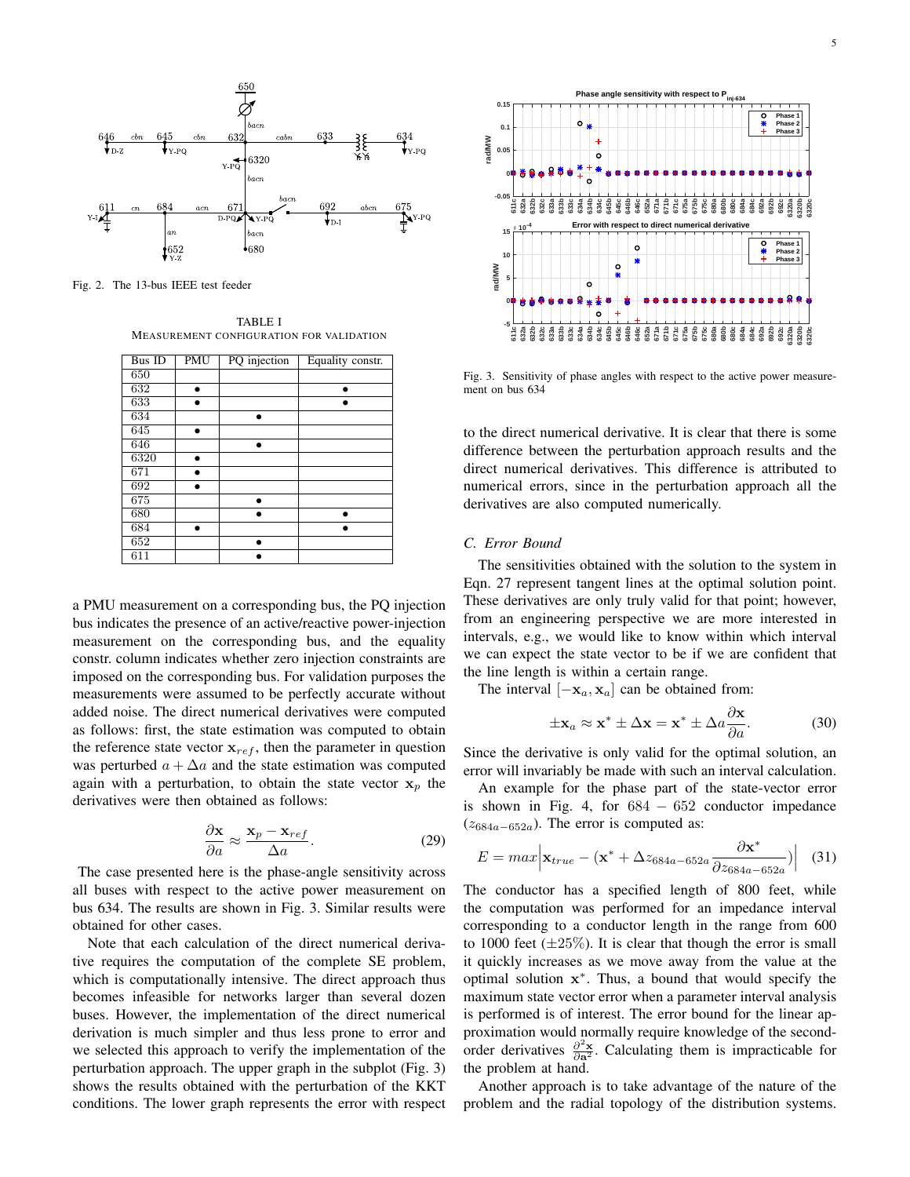Fig. 2. The 13-bus IEEE test feeder

TABLE I
MEASUREMENT CONFIGURATION FOR VALIDATION

| Bus ID | PMU | PQ injection | Equality constr. |
|---|---|---|---|
| 650 | | | |
| 632 | • | | • |
| 633 | • | | • |
| 634 | | • | |
| 645 | • | | |
| 646 | | • | |
| 6320 | • | | |
| 671 | • | | |
| 692 | • | | |
| 675 | | • | |
| 680 | | • | • |
| 684 | • | | • |
| 652 | | • | |
| 611 | | • | |

a PMU measurement on a corresponding bus, the PQ injection bus indicates the presence of an active/reactive power-injection measurement on the corresponding bus, and the equality constr. column indicates whether zero injection constraints are imposed on the corresponding bus. For validation purposes the measurements were assumed to be perfectly accurate without added noise. The direct numerical derivatives were computed as follows: first, the state estimation was computed to obtain the reference state vector $\mathbf{x}_{ref}$, then the parameter in question was perturbed $a + \Delta a$ and the state estimation was computed again with a perturbation, to obtain the state vector $\mathbf{x}_p$ the derivatives were then obtained as follows:

$$\frac{\partial \mathbf{x}}{\partial a} \approx \frac{\mathbf{x}_p - \mathbf{x}_{ref}}{\Delta a}. \tag{29}$$

The case presented here is the phase-angle sensitivity across all buses with respect to the active power measurement on bus 634. The results are shown in Fig. 3. Similar results were obtained for other cases.

Note that each calculation of the direct numerical derivative requires the computation of the complete SE problem, which is computationally intensive. The direct approach thus becomes infeasible for networks larger than several dozen buses. However, the implementation of the direct numerical derivation is much simpler and thus less prone to error and we selected this approach to verify the implementation of the perturbation approach. The upper graph in the subplot (Fig. 3) shows the results obtained with the perturbation of the KKT conditions. The lower graph represents the error with respect to the direct numerical derivative. It is clear that there is some difference between the perturbation approach results and the direct numerical derivatives. This difference is attributed to numerical errors, since in the perturbation approach all the derivatives are also computed numerically.

Fig. 3. Sensitivity of phase angles with respect to the active power measurement on bus 634

### C. Error Bound

The sensitivities obtained with the solution to the system in Eqn. 27 represent tangent lines at the optimal solution point. These derivatives are only truly valid for that point; however, from an engineering perspective we are more interested in intervals, e.g., we would like to know within which interval we can expect the state vector to be if we are confident that the line length is within a certain range.

The interval $[-\mathbf{x}_a, \mathbf{x}_a]$ can be obtained from:

$$\pm \mathbf{x}_a \approx \mathbf{x}^* \pm \Delta \mathbf{x} = \mathbf{x}^* \pm \Delta a \frac{\partial \mathbf{x}}{\partial a}. \tag{30}$$

Since the derivative is only valid for the optimal solution, an error will invariably be made with such an interval calculation.

An example for the phase part of the state-vector error is shown in Fig. 4, for $684 - 652$ conductor impedance ($z_{684a-652a}$). The error is computed as:

$$E = max \left| \mathbf{x}_{true} - (\mathbf{x}^* + \Delta z_{684a-652a} \frac{\partial \mathbf{x}^*}{\partial z_{684a-652a}}) \right| \tag{31}$$

The conductor has a specified length of 800 feet, while the computation was performed for an impedance interval corresponding to a conductor length in the range from 600 to 1000 feet ($\pm 25\%$). It is clear that though the error is small it quickly increases as we move away from the value at the optimal solution $\mathbf{x}^*$. Thus, a bound that would specify the maximum state vector error when a parameter interval analysis is performed is of interest. The error bound for the linear approximation would normally require knowledge of the second-order derivatives $\frac{\partial^2 \mathbf{x}}{\partial \mathbf{a}^2}$. Calculating them is impracticable for the problem at hand.

Another approach is to take advantage of the nature of the problem and the radial topology of the distribution systems.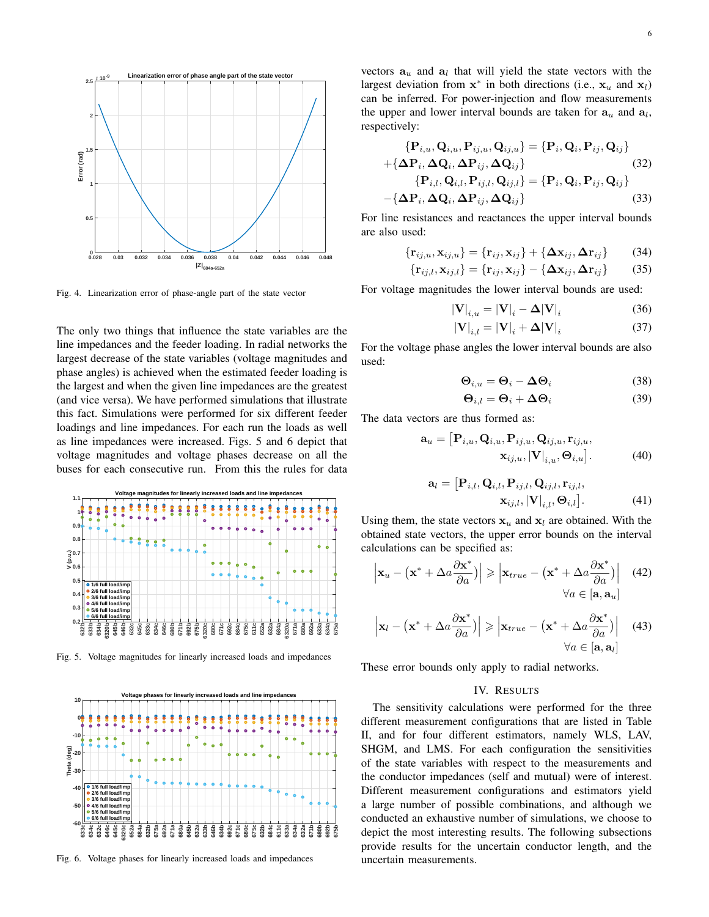Fig. 4. Linearization error of phase-angle part of the state vector

The only two things that influence the state variables are the line impedances and the feeder loading. In radial networks the largest decrease of the state variables (voltage magnitudes and phase angles) is achieved when the estimated feeder loading is the largest and when the given line impedances are the greatest (and vice versa). We have performed simulations that illustrate this fact. Simulations were performed for six different feeder loadings and line impedances. For each run the loads as well as line impedances were increased. Figs. 5 and 6 depict that voltage magnitudes and voltage phases decrease on all the buses for each consecutive run. From this the rules for data

Fig. 5. Voltage magnitudes for linearly increased loads and impedances

Fig. 6. Voltage phases for linearly increased loads and impedances

vectors $\mathbf{a}_u$ and $\mathbf{a}_l$ that will yield the state vectors with the largest deviation from $\mathbf{x}^*$ in both directions (i.e., $\mathbf{x}_u$ and $\mathbf{x}_l$) can be inferred. For power-injection and flow measurements the upper and lower interval bounds are taken for $\mathbf{a}_u$ and $\mathbf{a}_l$, respectively:

$$\{\mathbf{P}_{i,u}, \mathbf{Q}_{i,u}, \mathbf{P}_{ij,u}, \mathbf{Q}_{ij,u}\} = \{\mathbf{P}_i, \mathbf{Q}_i, \mathbf{P}_{ij}, \mathbf{Q}_{ij}\} + \{\boldsymbol{\Delta}\mathbf{P}_i, \boldsymbol{\Delta}\mathbf{Q}_i, \boldsymbol{\Delta}\mathbf{P}_{ij}, \boldsymbol{\Delta}\mathbf{Q}_{ij}\} \quad (32)$$

$$\{\mathbf{P}_{i,l}, \mathbf{Q}_{i,l}, \mathbf{P}_{ij,l}, \mathbf{Q}_{ij,l}\} = \{\mathbf{P}_i, \mathbf{Q}_i, \mathbf{P}_{ij}, \mathbf{Q}_{ij}\} - \{\boldsymbol{\Delta}\mathbf{P}_i, \boldsymbol{\Delta}\mathbf{Q}_i, \boldsymbol{\Delta}\mathbf{P}_{ij}, \boldsymbol{\Delta}\mathbf{Q}_{ij}\} \quad (33)$$

For line resistances and reactances the upper interval bounds are also used:

$$\{\mathbf{r}_{ij,u}, \mathbf{x}_{ij,u}\} = \{\mathbf{r}_{ij}, \mathbf{x}_{ij}\} + \{\boldsymbol{\Delta}\mathbf{x}_{ij}, \boldsymbol{\Delta}\mathbf{r}_{ij}\} \quad (34)$$

$$\{\mathbf{r}_{ij,l}, \mathbf{x}_{ij,l}\} = \{\mathbf{r}_{ij}, \mathbf{x}_{ij}\} - \{\boldsymbol{\Delta}\mathbf{x}_{ij}, \boldsymbol{\Delta}\mathbf{r}_{ij}\} \quad (35)$$

For voltage magnitudes the lower interval bounds are used:

$$|\mathbf{V}|_{i,u} = |\mathbf{V}|_i - \boldsymbol{\Delta}|\mathbf{V}|_i \quad (36)$$

$$|\mathbf{V}|_{i,l} = |\mathbf{V}|_i + \boldsymbol{\Delta}|\mathbf{V}|_i \quad (37)$$

For the voltage phase angles the lower interval bounds are also used:

$$\boldsymbol{\Theta}_{i,u} = \boldsymbol{\Theta}_i - \boldsymbol{\Delta}\boldsymbol{\Theta}_i \quad (38)$$

$$\boldsymbol{\Theta}_{i,l} = \boldsymbol{\Theta}_i + \boldsymbol{\Delta}\boldsymbol{\Theta}_i \quad (39)$$

The data vectors are thus formed as:

$$\mathbf{a}_u = \left[\mathbf{P}_{i,u}, \mathbf{Q}_{i,u}, \mathbf{P}_{ij,u}, \mathbf{Q}_{ij,u}, \mathbf{r}_{ij,u}, \mathbf{x}_{ij,u}, |\mathbf{V}|_{i,u}, \boldsymbol{\Theta}_{i,u}\right]. \quad (40)$$

$$\mathbf{a}_l = \left[\mathbf{P}_{i,l}, \mathbf{Q}_{i,l}, \mathbf{P}_{ij,l}, \mathbf{Q}_{ij,l}, \mathbf{r}_{ij,l}, \mathbf{x}_{ij,l}, |\mathbf{V}|_{i,l}, \boldsymbol{\Theta}_{i,l}\right]. \quad (41)$$

Using them, the state vectors $\mathbf{x}_u$ and $\mathbf{x}_l$ are obtained. With the obtained state vectors, the upper error bounds on the interval calculations can be specified as:

$$\left|\mathbf{x}_u - \left(\mathbf{x}^* + \Delta a \frac{\partial \mathbf{x}^*}{\partial a}\right)\right| \geqslant \left|\mathbf{x}_{true} - \left(\mathbf{x}^* + \Delta a \frac{\partial \mathbf{x}^*}{\partial a}\right)\right| \quad \forall a \in [\mathbf{a}, \mathbf{a}_u] \quad (42)$$

$$\left|\mathbf{x}_l - \left(\mathbf{x}^* + \Delta a \frac{\partial \mathbf{x}^*}{\partial a}\right)\right| \geqslant \left|\mathbf{x}_{true} - \left(\mathbf{x}^* + \Delta a \frac{\partial \mathbf{x}^*}{\partial a}\right)\right| \quad \forall a \in [\mathbf{a}, \mathbf{a}_l] \quad (43)$$

These error bounds only apply to radial networks.

## IV. Results

The sensitivity calculations were performed for the three different measurement configurations that are listed in Table II, and for four different estimators, namely WLS, LAV, SHGM, and LMS. For each configuration the sensitivities of the state variables with respect to the measurements and the conductor impedances (self and mutual) were of interest. Different measurement configurations and estimators yield a large number of possible combinations, and although we conducted an exhaustive number of simulations, we choose to depict the most interesting results. The following subsections provide results for the uncertain conductor length, and the uncertain measurements.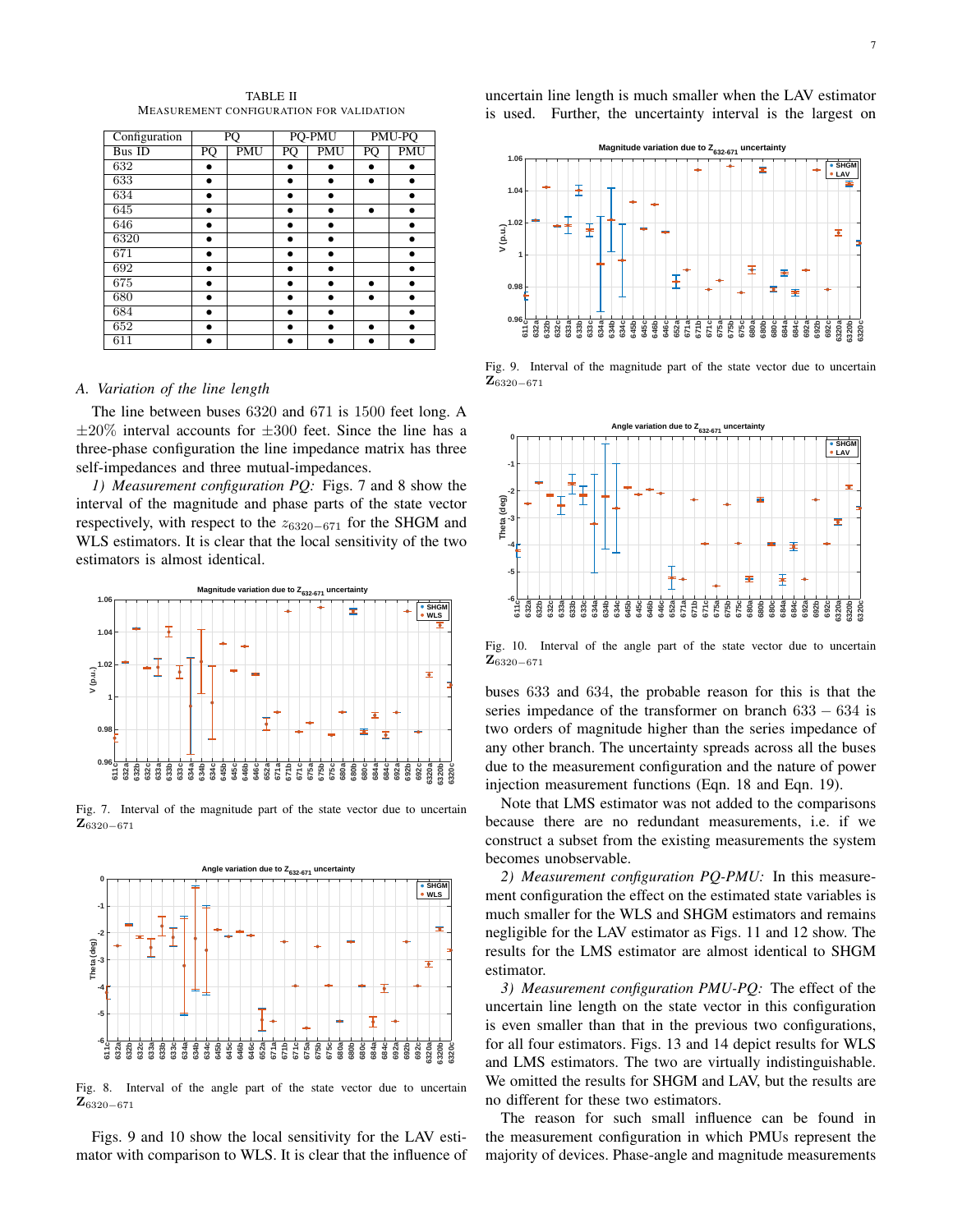TABLE II
MEASUREMENT CONFIGURATION FOR VALIDATION

| Configuration | PQ | | PQ-PMU | | PMU-PQ | |
|---|---|---|---|---|---|---|
| Bus ID | PQ | PMU | PQ | PMU | PQ | PMU |
| 632 | • | | • | • | • | • |
| 633 | • | | • | • | • | • |
| 634 | • | | • | • | | • |
| 645 | • | | • | • | • | • |
| 646 | • | | • | • | | • |
| 6320 | • | | • | • | | • |
| 671 | • | | • | • | | • |
| 692 | • | | • | • | | • |
| 675 | • | | • | • | • | • |
| 680 | • | | • | • | • | • |
| 684 | • | | • | • | | • |
| 652 | • | | • | • | • | • |
| 611 | • | | • | • | • | • |

### *A. Variation of the line length*

The line between buses 6320 and 671 is 1500 feet long. A $\pm 20\%$ interval accounts for $\pm 300$ feet. Since the line has a three-phase configuration the line impedance matrix has three self-impedances and three mutual-impedances.

*1) Measurement configuration PQ:* Figs. 7 and 8 show the interval of the magnitude and phase parts of the state vector respectively, with respect to the $z_{6320-671}$ for the SHGM and WLS estimators. It is clear that the local sensitivity of the two estimators is almost identical.

Fig. 7. Interval of the magnitude part of the state vector due to uncertain $\mathbf{Z}_{6320-671}$

Fig. 8. Interval of the angle part of the state vector due to uncertain $\mathbf{Z}_{6320-671}$

Figs. 9 and 10 show the local sensitivity for the LAV estimator with comparison to WLS. It is clear that the influence of uncertain line length is much smaller when the LAV estimator is used. Further, the uncertainty interval is the largest on buses 633 and 634, the probable reason for this is that the series impedance of the transformer on branch 633 − 634 is two orders of magnitude higher than the series impedance of any other branch. The uncertainty spreads across all the buses due to the measurement configuration and the nature of power injection measurement functions (Eqn. 18 and Eqn. 19).

Fig. 9. Interval of the magnitude part of the state vector due to uncertain $\mathbf{Z}_{6320-671}$

Fig. 10. Interval of the angle part of the state vector due to uncertain $\mathbf{Z}_{6320-671}$

Note that LMS estimator was not added to the comparisons because there are no redundant measurements, i.e. if we construct a subset from the existing measurements the system becomes unobservable.

*2) Measurement configuration PQ-PMU:* In this measurement configuration the effect on the estimated state variables is much smaller for the WLS and SHGM estimators and remains negligible for the LAV estimator as Figs. 11 and 12 show. The results for the LMS estimator are almost identical to SHGM estimator.

*3) Measurement configuration PMU-PQ:* The effect of the uncertain line length on the state vector in this configuration is even smaller than that in the previous two configurations, for all four estimators. Figs. 13 and 14 depict results for WLS and LMS estimators. The two are virtually indistinguishable. We omitted the results for SHGM and LAV, but the results are no different for these two estimators.

The reason for such small influence can be found in the measurement configuration in which PMUs represent the majority of devices. Phase-angle and magnitude measurements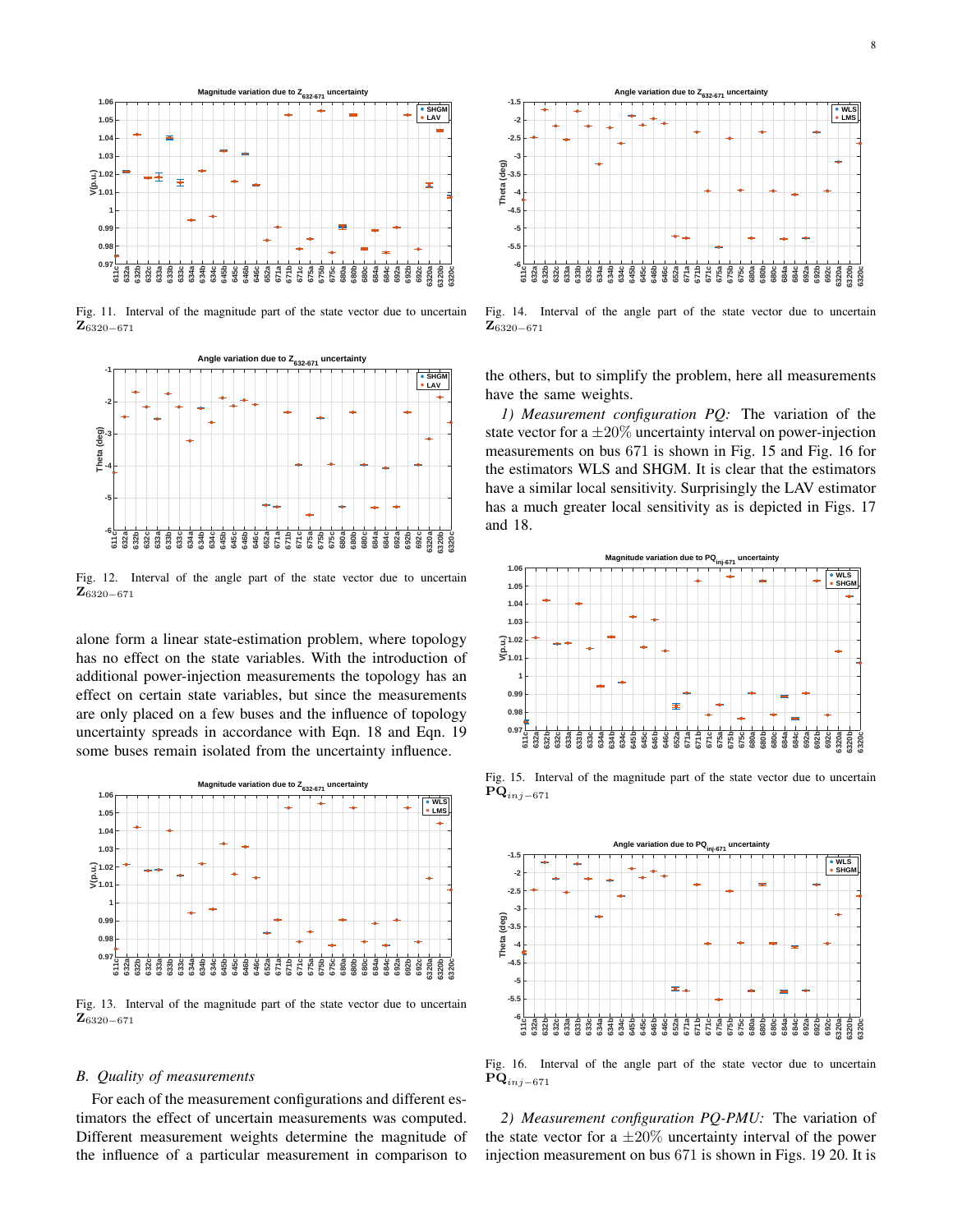Fig. 11. Interval of the magnitude part of the state vector due to uncertain $\mathbf{Z}_{6320-671}$

Fig. 12. Interval of the angle part of the state vector due to uncertain $\mathbf{Z}_{6320-671}$

alone form a linear state-estimation problem, where topology has no effect on the state variables. With the introduction of additional power-injection measurements the topology has an effect on certain state variables, but since the measurements are only placed on a few buses and the influence of topology uncertainty spreads in accordance with Eqn. 18 and Eqn. 19 some buses remain isolated from the uncertainty influence.

Fig. 13. Interval of the magnitude part of the state vector due to uncertain $\mathbf{Z}_{6320-671}$

### B. Quality of measurements

For each of the measurement configurations and different estimators the effect of uncertain measurements was computed. Different measurement weights determine the magnitude of the influence of a particular measurement in comparison to

Fig. 14. Interval of the angle part of the state vector due to uncertain $\mathbf{Z}_{6320-671}$

the others, but to simplify the problem, here all measurements have the same weights.

*1) Measurement configuration PQ:* The variation of the state vector for a $\pm 20\%$ uncertainty interval on power-injection measurements on bus 671 is shown in Fig. 15 and Fig. 16 for the estimators WLS and SHGM. It is clear that the estimators have a similar local sensitivity. Surprisingly the LAV estimator has a much greater local sensitivity as is depicted in Figs. 17 and 18.

Fig. 15. Interval of the magnitude part of the state vector due to uncertain $\mathbf{PQ}_{inj-671}$

Fig. 16. Interval of the angle part of the state vector due to uncertain $\mathbf{PQ}_{inj-671}$

*2) Measurement configuration PQ-PMU:* The variation of the state vector for a $\pm 20\%$ uncertainty interval of the power injection measurement on bus 671 is shown in Figs. 19 20. It is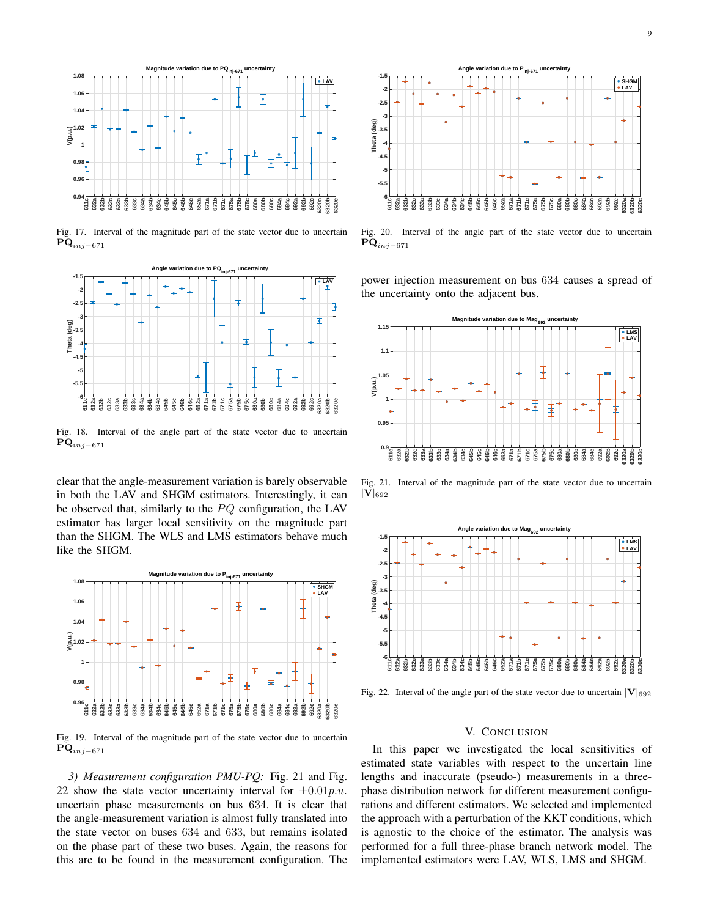Fig. 17. Interval of the magnitude part of the state vector due to uncertain $\mathbf{PQ}_{inj-671}$

Fig. 18. Interval of the angle part of the state vector due to uncertain $\mathbf{PQ}_{inj-671}$

clear that the angle-measurement variation is barely observable in both the LAV and SHGM estimators. Interestingly, it can be observed that, similarly to the $PQ$ configuration, the LAV estimator has larger local sensitivity on the magnitude part than the SHGM. The WLS and LMS estimators behave much like the SHGM.

Fig. 19. Interval of the magnitude part of the state vector due to uncertain $\mathbf{PQ}_{inj-671}$

*3) Measurement configuration PMU-PQ:* Fig. 21 and Fig. 22 show the state vector uncertainty interval for $\pm 0.01 p.u.$ uncertain phase measurements on bus 634. It is clear that the angle-measurement variation is almost fully translated into the state vector on buses 634 and 633, but remains isolated on the phase part of these two buses. Again, the reasons for this are to be found in the measurement configuration. The power injection measurement on bus 634 causes a spread of the uncertainty onto the adjacent bus.

Fig. 20. Interval of the angle part of the state vector due to uncertain $\mathbf{PQ}_{inj-671}$

Fig. 21. Interval of the magnitude part of the state vector due to uncertain $|\mathbf{V}|_{692}$

Fig. 22. Interval of the angle part of the state vector due to uncertain $|\mathbf{V}|_{692}$

## V. Conclusion

In this paper we investigated the local sensitivities of estimated state variables with respect to the uncertain line lengths and inaccurate (pseudo-) measurements in a three-phase distribution network for different measurement configurations and different estimators. We selected and implemented the approach with a perturbation of the KKT conditions, which is agnostic to the choice of the estimator. The analysis was performed for a full three-phase branch network model. The implemented estimators were LAV, WLS, LMS and SHGM.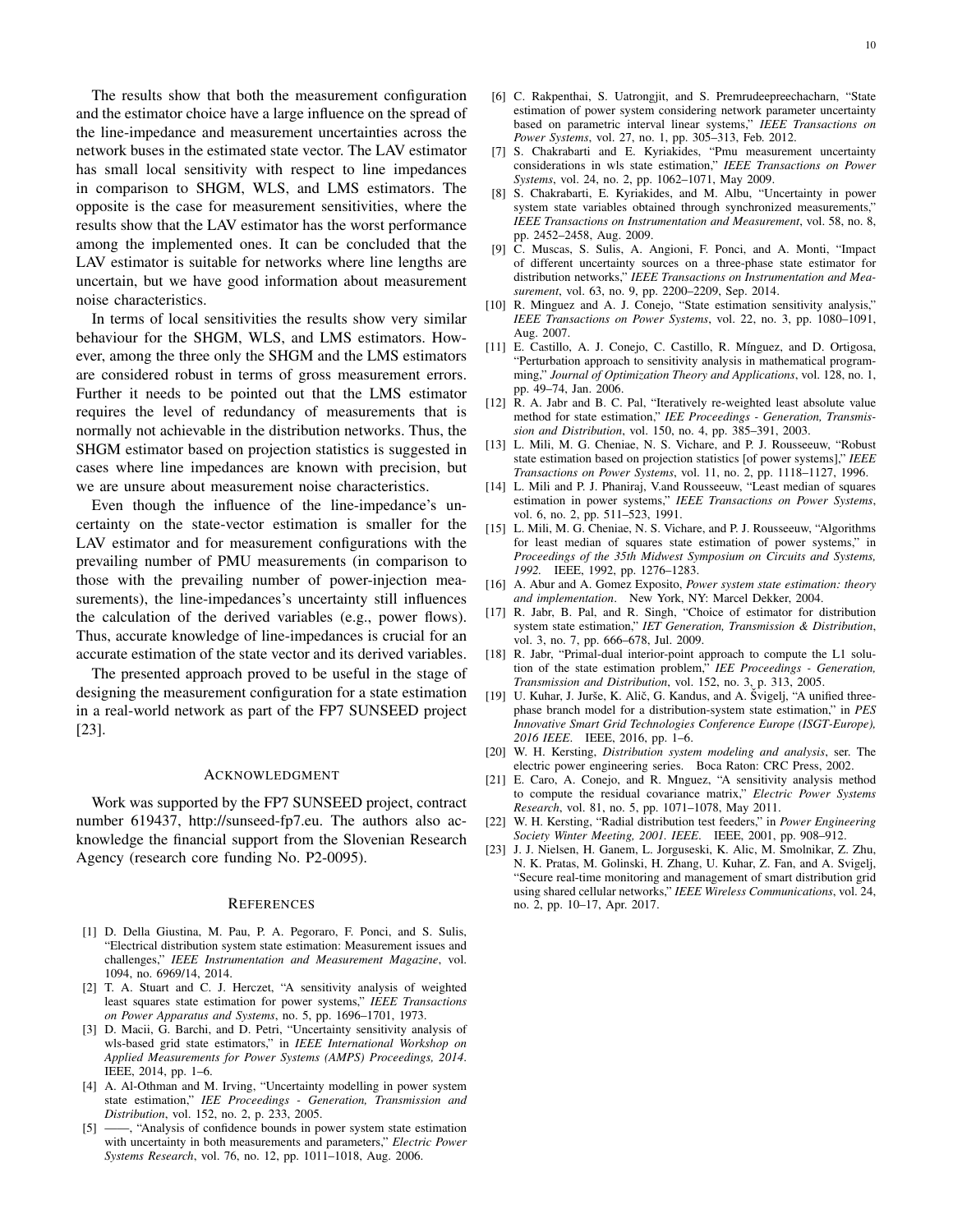The results show that both the measurement configuration and the estimator choice have a large influence on the spread of the line-impedance and measurement uncertainties across the network buses in the estimated state vector. The LAV estimator has small local sensitivity with respect to line impedances in comparison to SHGM, WLS, and LMS estimators. The opposite is the case for measurement sensitivities, where the results show that the LAV estimator has the worst performance among the implemented ones. It can be concluded that the LAV estimator is suitable for networks where line lengths are uncertain, but we have good information about measurement noise characteristics.

In terms of local sensitivities the results show very similar behaviour for the SHGM, WLS, and LMS estimators. However, among the three only the SHGM and the LMS estimators are considered robust in terms of gross measurement errors. Further it needs to be pointed out that the LMS estimator requires the level of redundancy of measurements that is normally not achievable in the distribution networks. Thus, the SHGM estimator based on projection statistics is suggested in cases where line impedances are known with precision, but we are unsure about measurement noise characteristics.

Even though the influence of the line-impedance's uncertainty on the state-vector estimation is smaller for the LAV estimator and for measurement configurations with the prevailing number of PMU measurements (in comparison to those with the prevailing number of power-injection measurements), the line-impedances's uncertainty still influences the calculation of the derived variables (e.g., power flows). Thus, accurate knowledge of line-impedances is crucial for an accurate estimation of the state vector and its derived variables.

The presented approach proved to be useful in the stage of designing the measurement configuration for a state estimation in a real-world network as part of the FP7 SUNSEED project [23].

## Acknowledgment

Work was supported by the FP7 SUNSEED project, contract number 619437, http://sunseed-fp7.eu. The authors also acknowledge the financial support from the Slovenian Research Agency (research core funding No. P2-0095).

## References

[1] D. Della Giustina, M. Pau, P. A. Pegoraro, F. Ponci, and S. Sulis, "Electrical distribution system state estimation: Measurement issues and challenges," *IEEE Instrumentation and Measurement Magazine*, vol. 1094, no. 6969/14, 2014.

[2] T. A. Stuart and C. J. Herczet, "A sensitivity analysis of weighted least squares state estimation for power systems," *IEEE Transactions on Power Apparatus and Systems*, no. 5, pp. 1696–1701, 1973.

[3] D. Macii, G. Barchi, and D. Petri, "Uncertainty sensitivity analysis of wls-based grid state estimators," in *IEEE International Workshop on Applied Measurements for Power Systems (AMPS) Proceedings, 2014*. IEEE, 2014, pp. 1–6.

[4] A. Al-Othman and M. Irving, "Uncertainty modelling in power system state estimation," *IEE Proceedings - Generation, Transmission and Distribution*, vol. 152, no. 2, p. 233, 2005.

[5] ——, "Analysis of confidence bounds in power system state estimation with uncertainty in both measurements and parameters," *Electric Power Systems Research*, vol. 76, no. 12, pp. 1011–1018, Aug. 2006.

[6] C. Rakpenthai, S. Uatrongjit, and S. Premrudeepreechacharn, "State estimation of power system considering network parameter uncertainty based on parametric interval linear systems," *IEEE Transactions on Power Systems*, vol. 27, no. 1, pp. 305–313, Feb. 2012.

[7] S. Chakrabarti and E. Kyriakides, "Pmu measurement uncertainty considerations in wls state estimation," *IEEE Transactions on Power Systems*, vol. 24, no. 2, pp. 1062–1071, May 2009.

[8] S. Chakrabarti, E. Kyriakides, and M. Albu, "Uncertainty in power system state variables obtained through synchronized measurements," *IEEE Transactions on Instrumentation and Measurement*, vol. 58, no. 8, pp. 2452–2458, Aug. 2009.

[9] C. Muscas, S. Sulis, A. Angioni, F. Ponci, and A. Monti, "Impact of different uncertainty sources on a three-phase state estimator for distribution networks," *IEEE Transactions on Instrumentation and Measurement*, vol. 63, no. 9, pp. 2200–2209, Sep. 2014.

[10] R. Minguez and A. J. Conejo, "State estimation sensitivity analysis," *IEEE Transactions on Power Systems*, vol. 22, no. 3, pp. 1080–1091, Aug. 2007.

[11] E. Castillo, A. J. Conejo, C. Castillo, R. Mínguez, and D. Ortigosa, "Perturbation approach to sensitivity analysis in mathematical programming," *Journal of Optimization Theory and Applications*, vol. 128, no. 1, pp. 49–74, Jan. 2006.

[12] R. A. Jabr and B. C. Pal, "Iteratively re-weighted least absolute value method for state estimation," *IEE Proceedings - Generation, Transmission and Distribution*, vol. 150, no. 4, pp. 385–391, 2003.

[13] L. Mili, M. G. Cheniae, N. S. Vichare, and P. J. Rousseeuw, "Robust state estimation based on projection statistics [of power systems]," *IEEE Transactions on Power Systems*, vol. 11, no. 2, pp. 1118–1127, 1996.

[14] L. Mili and P. J. Phaniraj, V.and Rousseeuw, "Least median of squares estimation in power systems," *IEEE Transactions on Power Systems*, vol. 6, no. 2, pp. 511–523, 1991.

[15] L. Mili, M. G. Cheniae, N. S. Vichare, and P. J. Rousseeuw, "Algorithms for least median of squares state estimation of power systems," in *Proceedings of the 35th Midwest Symposium on Circuits and Systems, 1992*. IEEE, 1992, pp. 1276–1283.

[16] A. Abur and A. Gomez Exposito, *Power system state estimation: theory and implementation*. New York, NY: Marcel Dekker, 2004.

[17] R. Jabr, B. Pal, and R. Singh, "Choice of estimator for distribution system state estimation," *IET Generation, Transmission & Distribution*, vol. 3, no. 7, pp. 666–678, Jul. 2009.

[18] R. Jabr, "Primal-dual interior-point approach to compute the L1 solution of the state estimation problem," *IEE Proceedings - Generation, Transmission and Distribution*, vol. 152, no. 3, p. 313, 2005.

[19] U. Kuhar, J. Jurše, K. Alič, G. Kandus, and A. Švigelj, "A unified three-phase branch model for a distribution-system state estimation," in *PES Innovative Smart Grid Technologies Conference Europe (ISGT-Europe), 2016 IEEE*. IEEE, 2016, pp. 1–6.

[20] W. H. Kersting, *Distribution system modeling and analysis*, ser. The electric power engineering series. Boca Raton: CRC Press, 2002.

[21] E. Caro, A. Conejo, and R. Mnguez, "A sensitivity analysis method to compute the residual covariance matrix," *Electric Power Systems Research*, vol. 81, no. 5, pp. 1071–1078, May 2011.

[22] W. H. Kersting, "Radial distribution test feeders," in *Power Engineering Society Winter Meeting, 2001. IEEE*. IEEE, 2001, pp. 908–912.

[23] J. J. Nielsen, H. Ganem, L. Jorguseski, K. Alic, M. Smolnikar, Z. Zhu, N. K. Pratas, M. Golinski, H. Zhang, U. Kuhar, Z. Fan, and A. Svigelj, "Secure real-time monitoring and management of smart distribution grid using shared cellular networks," *IEEE Wireless Communications*, vol. 24, no. 2, pp. 10–17, Apr. 2017.